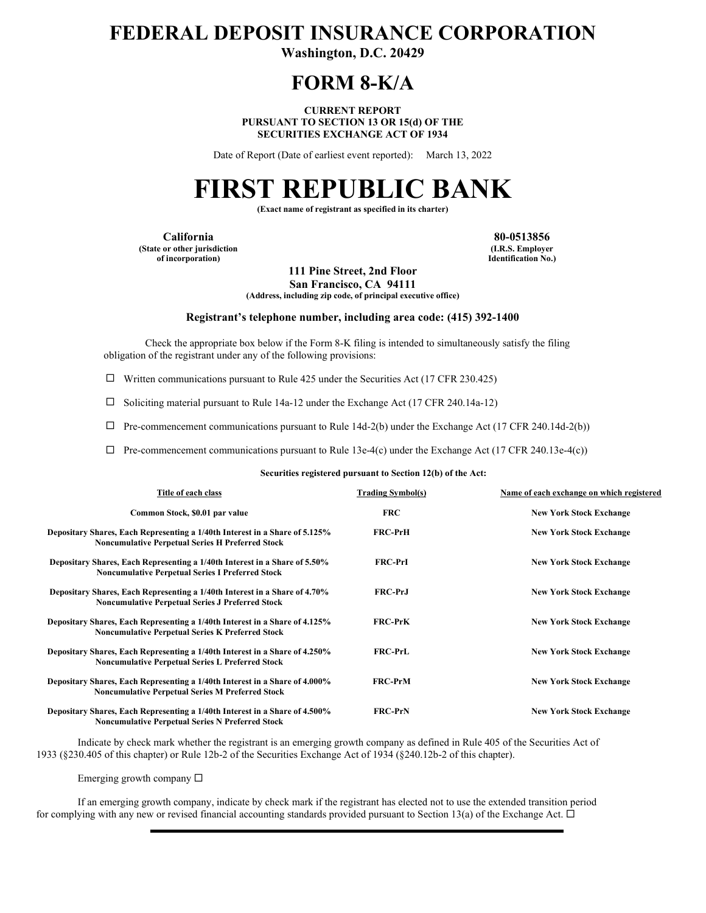# FEDERAL DEPOSIT INSURANCE CORPORATION

**Washington, D.C. 20429**

# FORM 8-K/A

**CURRENT REPORT**
**PURSUANT TO SECTION 13 OR 15(d) OF THE**
**SECURITIES EXCHANGE ACT OF 1934**

Date of Report (Date of earliest event reported): March 13, 2022

# FIRST REPUBLIC BANK

**(Exact name of registrant as specified in its charter)**

| **California** | **80-0513856** |
|---|---|
| **(State or other jurisdiction of incorporation)** | **(I.R.S. Employer Identification No.)** |

**111 Pine Street, 2nd Floor**
**San Francisco, CA 94111**
**(Address, including zip code, of principal executive office)**

**Registrant's telephone number, including area code: (415) 392-1400**

Check the appropriate box below if the Form 8-K filing is intended to simultaneously satisfy the filing obligation of the registrant under any of the following provisions:

☐ Written communications pursuant to Rule 425 under the Securities Act (17 CFR 230.425)

☐ Soliciting material pursuant to Rule 14a-12 under the Exchange Act (17 CFR 240.14a-12)

☐ Pre-commencement communications pursuant to Rule 14d-2(b) under the Exchange Act (17 CFR 240.14d-2(b))

☐ Pre-commencement communications pursuant to Rule 13e-4(c) under the Exchange Act (17 CFR 240.13e-4(c))

**Securities registered pursuant to Section 12(b) of the Act:**

| Title of each class | Trading Symbol(s) | Name of each exchange on which registered |
|---|---|---|
| **Common Stock, $0.01 par value** | **FRC** | **New York Stock Exchange** |
| **Depositary Shares, Each Representing a 1/40th Interest in a Share of 5.125% Noncumulative Perpetual Series H Preferred Stock** | **FRC-PrH** | **New York Stock Exchange** |
| **Depositary Shares, Each Representing a 1/40th Interest in a Share of 5.50% Noncumulative Perpetual Series I Preferred Stock** | **FRC-PrI** | **New York Stock Exchange** |
| **Depositary Shares, Each Representing a 1/40th Interest in a Share of 4.70% Noncumulative Perpetual Series J Preferred Stock** | **FRC-PrJ** | **New York Stock Exchange** |
| **Depositary Shares, Each Representing a 1/40th Interest in a Share of 4.125% Noncumulative Perpetual Series K Preferred Stock** | **FRC-PrK** | **New York Stock Exchange** |
| **Depositary Shares, Each Representing a 1/40th Interest in a Share of 4.250% Noncumulative Perpetual Series L Preferred Stock** | **FRC-PrL** | **New York Stock Exchange** |
| **Depositary Shares, Each Representing a 1/40th Interest in a Share of 4.000% Noncumulative Perpetual Series M Preferred Stock** | **FRC-PrM** | **New York Stock Exchange** |
| **Depositary Shares, Each Representing a 1/40th Interest in a Share of 4.500% Noncumulative Perpetual Series N Preferred Stock** | **FRC-PrN** | **New York Stock Exchange** |

Indicate by check mark whether the registrant is an emerging growth company as defined in Rule 405 of the Securities Act of 1933 (§230.405 of this chapter) or Rule 12b-2 of the Securities Exchange Act of 1934 (§240.12b-2 of this chapter).

Emerging growth company ☐

If an emerging growth company, indicate by check mark if the registrant has elected not to use the extended transition period for complying with any new or revised financial accounting standards provided pursuant to Section 13(a) of the Exchange Act. ☐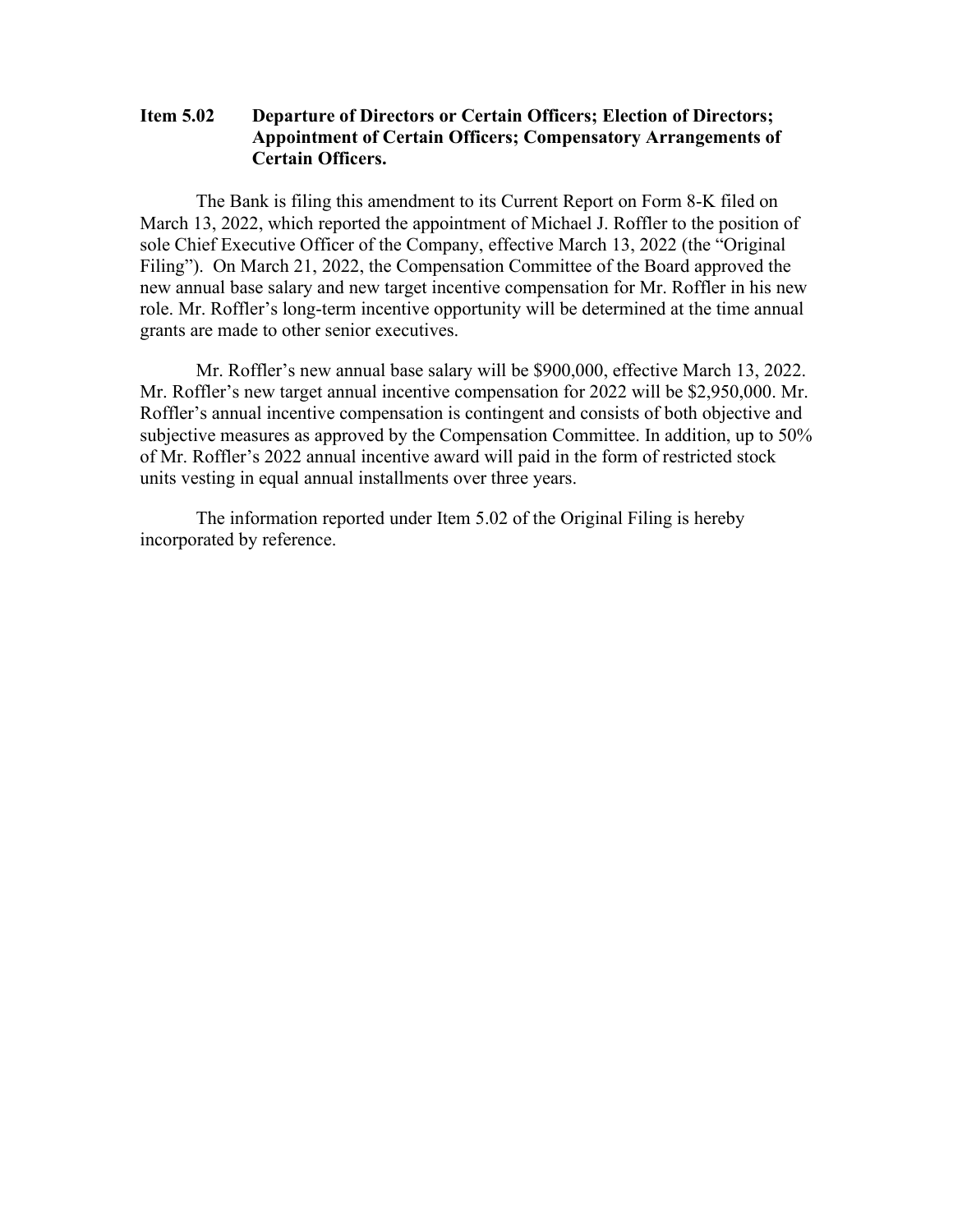**Item 5.02 Departure of Directors or Certain Officers; Election of Directors; Appointment of Certain Officers; Compensatory Arrangements of Certain Officers.**

The Bank is filing this amendment to its Current Report on Form 8-K filed on March 13, 2022, which reported the appointment of Michael J. Roffler to the position of sole Chief Executive Officer of the Company, effective March 13, 2022 (the "Original Filing"). On March 21, 2022, the Compensation Committee of the Board approved the new annual base salary and new target incentive compensation for Mr. Roffler in his new role. Mr. Roffler's long-term incentive opportunity will be determined at the time annual grants are made to other senior executives.

Mr. Roffler's new annual base salary will be $900,000, effective March 13, 2022. Mr. Roffler's new target annual incentive compensation for 2022 will be $2,950,000. Mr. Roffler's annual incentive compensation is contingent and consists of both objective and subjective measures as approved by the Compensation Committee. In addition, up to 50% of Mr. Roffler's 2022 annual incentive award will paid in the form of restricted stock units vesting in equal annual installments over three years.

The information reported under Item 5.02 of the Original Filing is hereby incorporated by reference.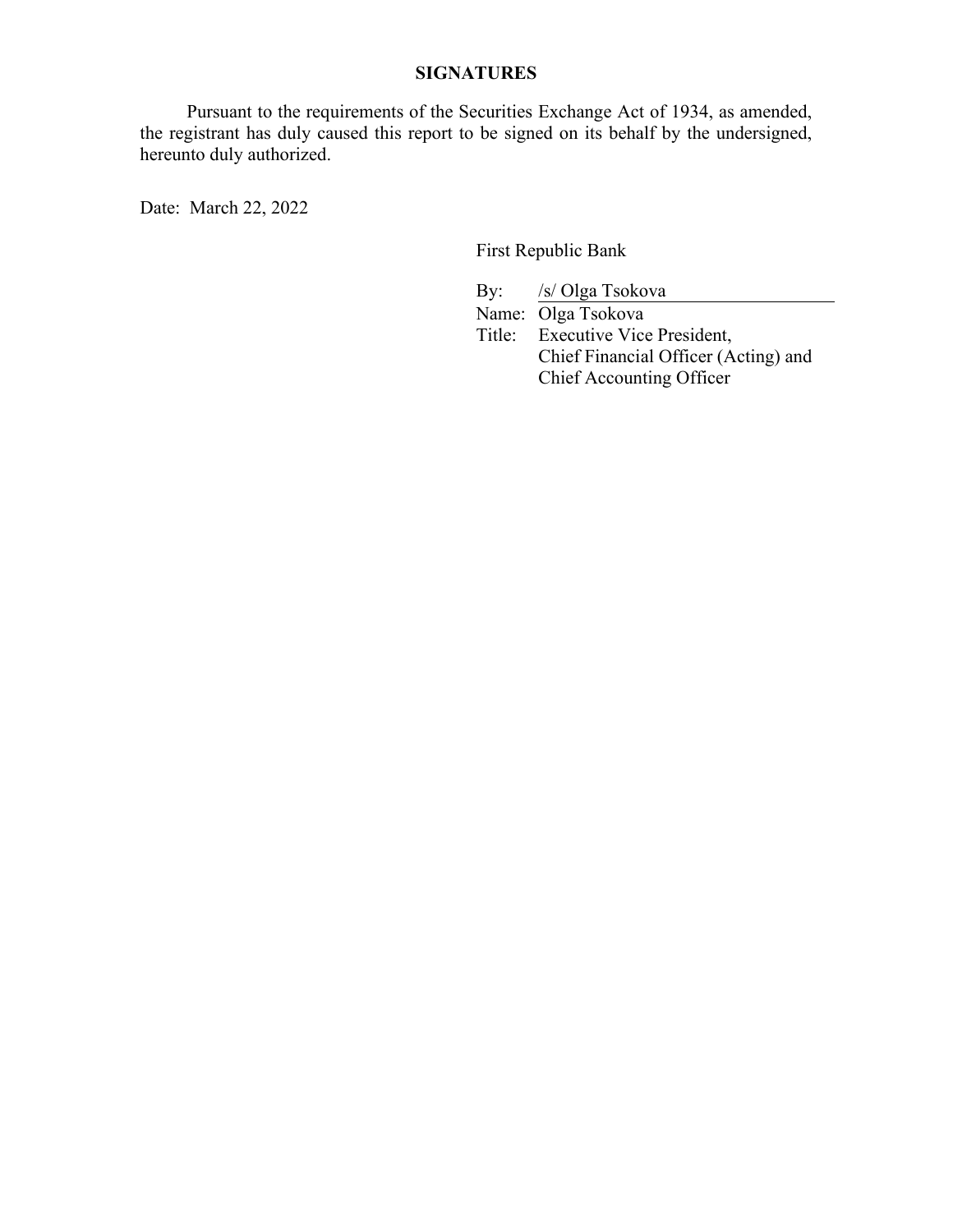**SIGNATURES**

Pursuant to the requirements of the Securities Exchange Act of 1934, as amended, the registrant has duly caused this report to be signed on its behalf by the undersigned, hereunto duly authorized.

Date: March 22, 2022

First Republic Bank

By: /s/ Olga Tsokova
Name: Olga Tsokova
Title: Executive Vice President,
Chief Financial Officer (Acting) and
Chief Accounting Officer